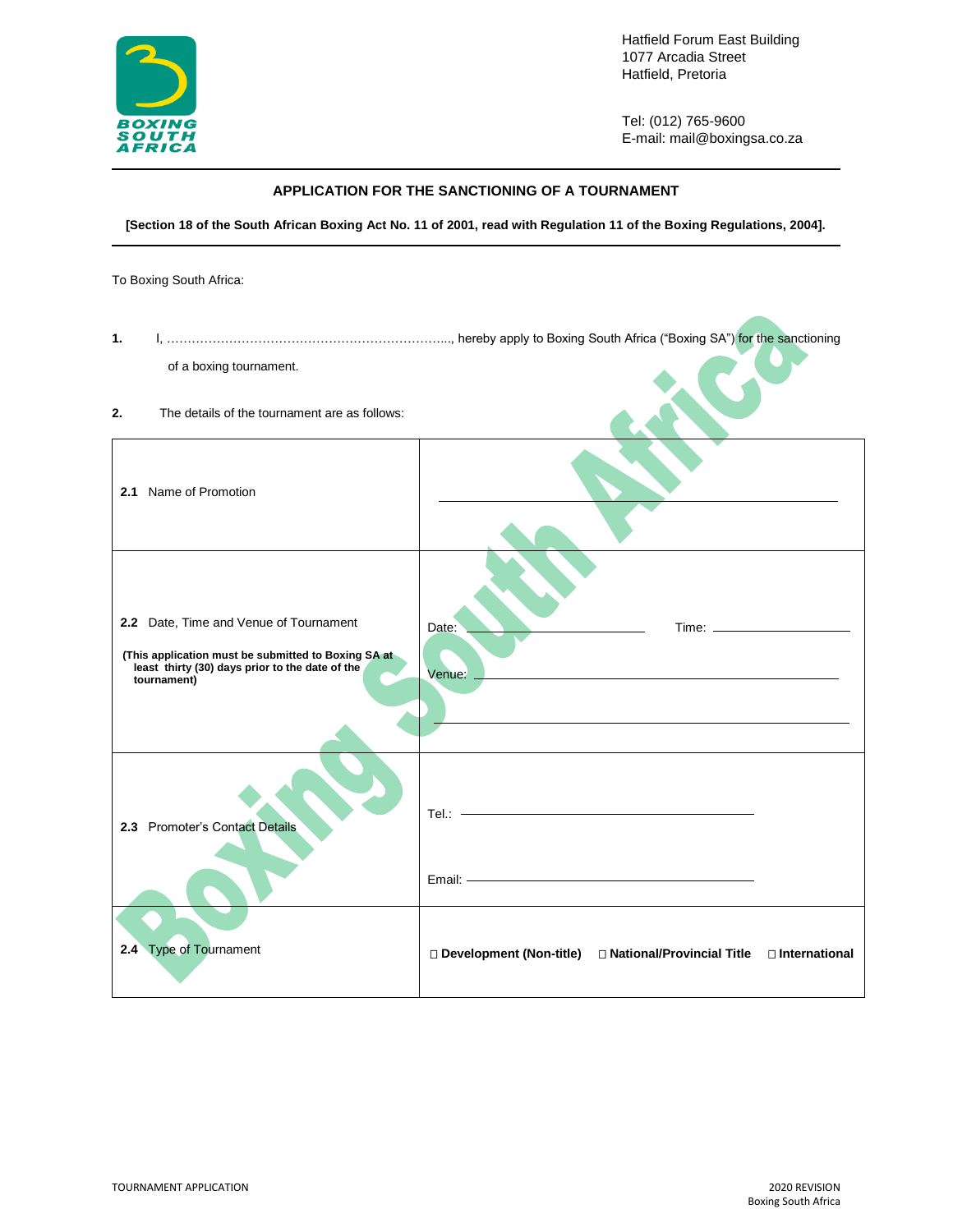Hatfield Forum East Building
1077 Arcadia Street
Hatfield, Pretoria

Tel: (012) 765-9600
E-mail: mail@boxingsa.co.za

## APPLICATION FOR THE SANCTIONING OF A TOURNAMENT

**[Section 18 of the South African Boxing Act No. 11 of 2001, read with Regulation 11 of the Boxing Regulations, 2004].**

To Boxing South Africa:

**1.** I, ……………………………………………………………..., hereby apply to Boxing South Africa ("Boxing SA") for the sanctioning of a boxing tournament.

**2.** The details of the tournament are as follows:

| | |
|---|---|
| **2.1** Name of Promotion | ______________________________ |
| **2.2** Date, Time and Venue of Tournament<br>**(This application must be submitted to Boxing SA at least thirty (30) days prior to the date of the tournament)** | Date: ______________ Time: ______________<br>Venue: ______________________________<br>______________________________ |
| **2.3** Promoter's Contact Details | Tel.: ______________________________<br>Email: ______________________________ |
| **2.4** Type of Tournament | ☐ **Development (Non-title)** ☐ **National/Provincial Title** ☐ **International** |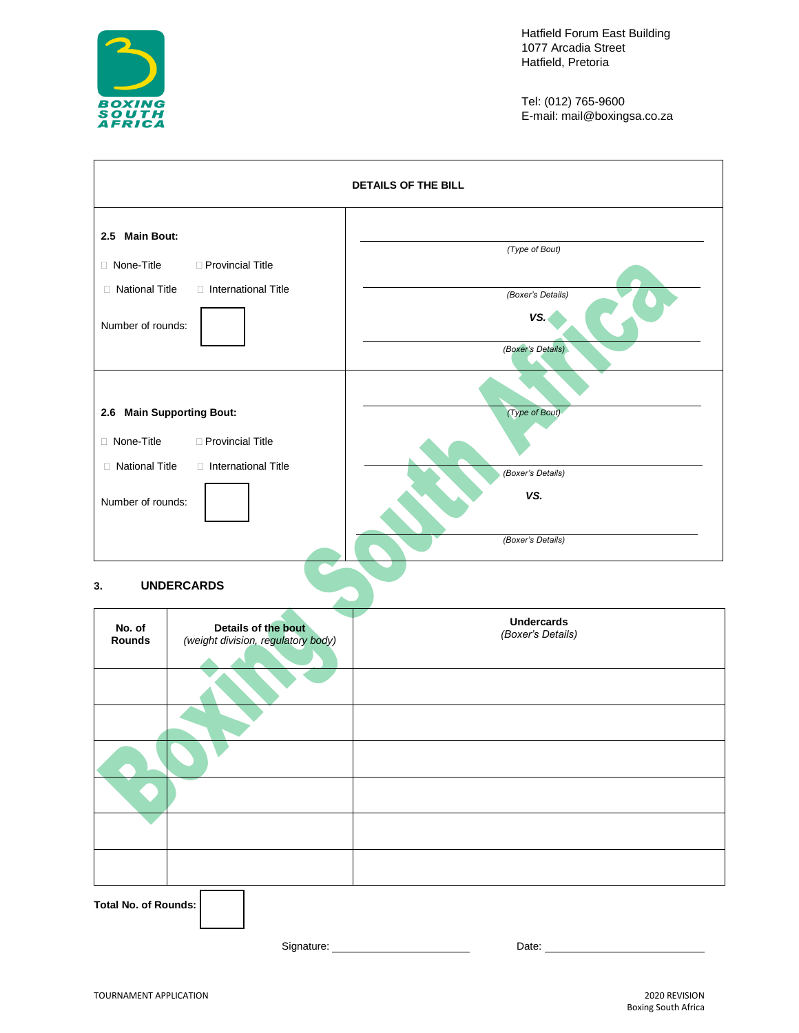Hatfield Forum East Building
1077 Arcadia Street
Hatfield, Pretoria

Tel: (012) 765-9600
E-mail: mail@boxingsa.co.za

| DETAILS OF THE BILL | |
|---|---|
| **2.5 Main Bout:**<br><br>☐ None-Title ☐ Provincial Title<br>☐ National Title ☐ International Title<br><br>Number of rounds: ☐ | ______________________<br>*(Type of Bout)*<br><br>______________________<br>*(Boxer's Details)*<br>***VS.***<br>______________________<br>*(Boxer's Details)* |
| **2.6 Main Supporting Bout:**<br><br>☐ None-Title ☐ Provincial Title<br>☐ National Title ☐ International Title<br><br>Number of rounds: ☐ | ______________________<br>*(Type of Bout)*<br><br>______________________<br>*(Boxer's Details)*<br>***VS.***<br>______________________<br>*(Boxer's Details)* |

## 3. UNDERCARDS

| No. of Rounds | Details of the bout *(weight division, regulatory body)* | Undercards *(Boxer's Details)* |
|---|---|---|
| | | |
| | | |
| | | |
| | | |
| | | |
| | | |

**Total No. of Rounds:** ☐

Signature: ______________________ Date: ______________________

TOURNAMENT APPLICATION

2020 REVISION
Boxing South Africa